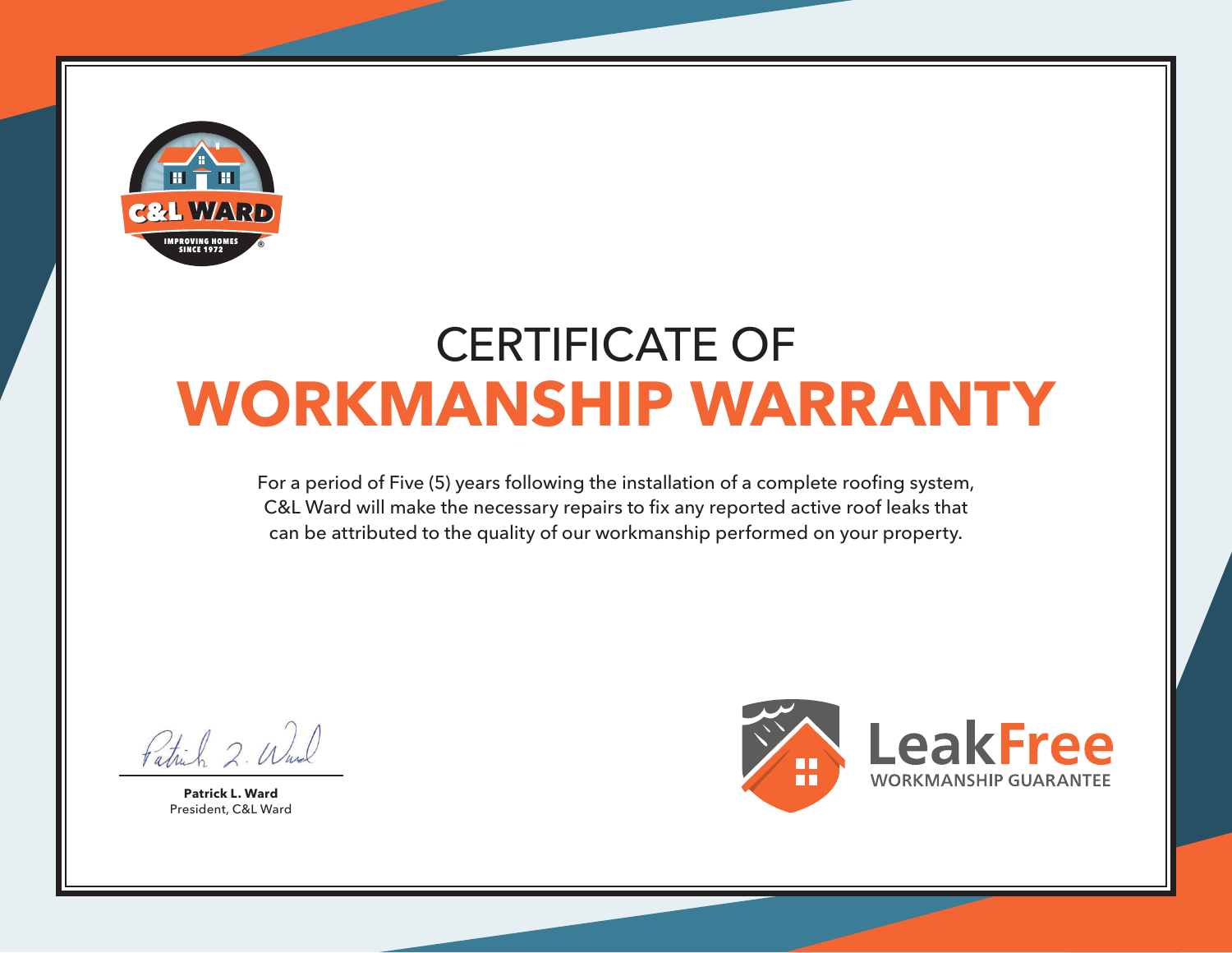C&L WARD

IMPROVING HOMES SINCE 1972

# CERTIFICATE OF
# WORKMANSHIP WARRANTY

For a period of Five (5) years following the installation of a complete roofing system, C&L Ward will make the necessary repairs to fix any reported active roof leaks that can be attributed to the quality of our workmanship performed on your property.

**Patrick L. Ward**
President, C&L Ward

LeakFree
WORKMANSHIP GUARANTEE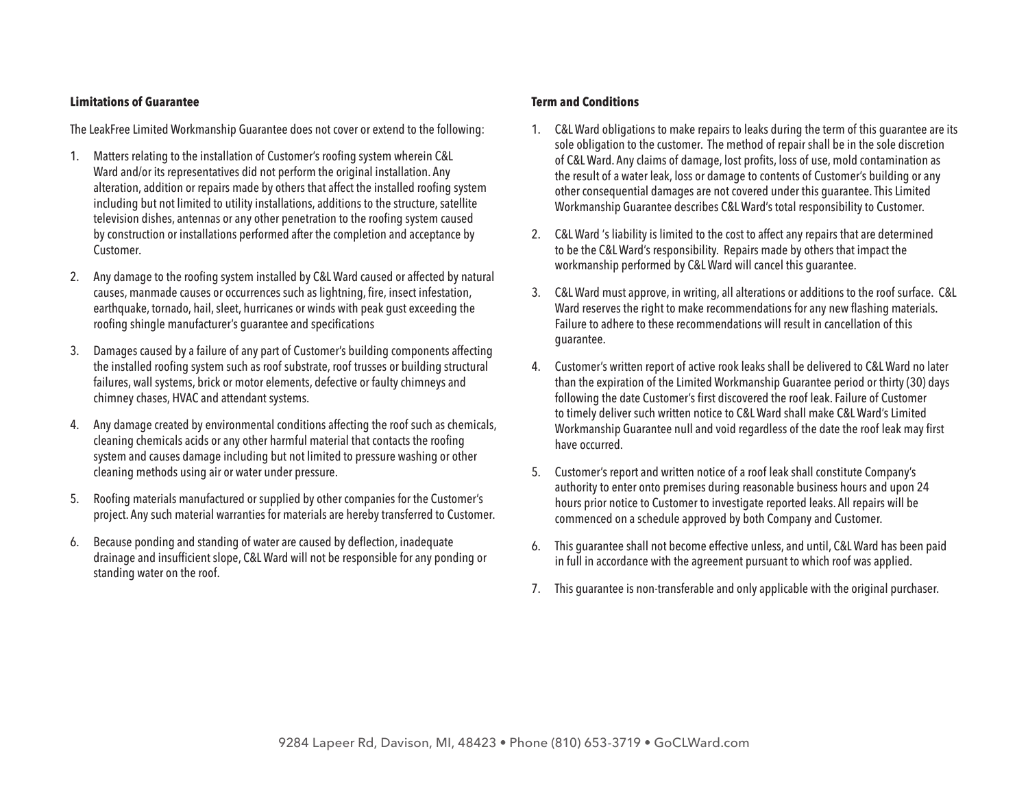### Limitations of Guarantee

The LeakFree Limited Workmanship Guarantee does not cover or extend to the following:

1. Matters relating to the installation of Customer's roofing system wherein C&L Ward and/or its representatives did not perform the original installation. Any alteration, addition or repairs made by others that affect the installed roofing system including but not limited to utility installations, additions to the structure, satellite television dishes, antennas or any other penetration to the roofing system caused by construction or installations performed after the completion and acceptance by Customer.

2. Any damage to the roofing system installed by C&L Ward caused or affected by natural causes, manmade causes or occurrences such as lightning, fire, insect infestation, earthquake, tornado, hail, sleet, hurricanes or winds with peak gust exceeding the roofing shingle manufacturer's guarantee and specifications

3. Damages caused by a failure of any part of Customer's building components affecting the installed roofing system such as roof substrate, roof trusses or building structural failures, wall systems, brick or motor elements, defective or faulty chimneys and chimney chases, HVAC and attendant systems.

4. Any damage created by environmental conditions affecting the roof such as chemicals, cleaning chemicals acids or any other harmful material that contacts the roofing system and causes damage including but not limited to pressure washing or other cleaning methods using air or water under pressure.

5. Roofing materials manufactured or supplied by other companies for the Customer's project. Any such material warranties for materials are hereby transferred to Customer.

6. Because ponding and standing of water are caused by deflection, inadequate drainage and insufficient slope, C&L Ward will not be responsible for any ponding or standing water on the roof.

### Term and Conditions

1. C&L Ward obligations to make repairs to leaks during the term of this guarantee are its sole obligation to the customer. The method of repair shall be in the sole discretion of C&L Ward. Any claims of damage, lost profits, loss of use, mold contamination as the result of a water leak, loss or damage to contents of Customer's building or any other consequential damages are not covered under this guarantee. This Limited Workmanship Guarantee describes C&L Ward's total responsibility to Customer.

2. C&L Ward 's liability is limited to the cost to affect any repairs that are determined to be the C&L Ward's responsibility. Repairs made by others that impact the workmanship performed by C&L Ward will cancel this guarantee.

3. C&L Ward must approve, in writing, all alterations or additions to the roof surface. C&L Ward reserves the right to make recommendations for any new flashing materials. Failure to adhere to these recommendations will result in cancellation of this guarantee.

4. Customer's written report of active rook leaks shall be delivered to C&L Ward no later than the expiration of the Limited Workmanship Guarantee period or thirty (30) days following the date Customer's first discovered the roof leak. Failure of Customer to timely deliver such written notice to C&L Ward shall make C&L Ward's Limited Workmanship Guarantee null and void regardless of the date the roof leak may first have occurred.

5. Customer's report and written notice of a roof leak shall constitute Company's authority to enter onto premises during reasonable business hours and upon 24 hours prior notice to Customer to investigate reported leaks. All repairs will be commenced on a schedule approved by both Company and Customer.

6. This guarantee shall not become effective unless, and until, C&L Ward has been paid in full in accordance with the agreement pursuant to which roof was applied.

7. This guarantee is non-transferable and only applicable with the original purchaser.

9284 Lapeer Rd, Davison, MI, 48423 • Phone (810) 653-3719 • GoCLWard.com